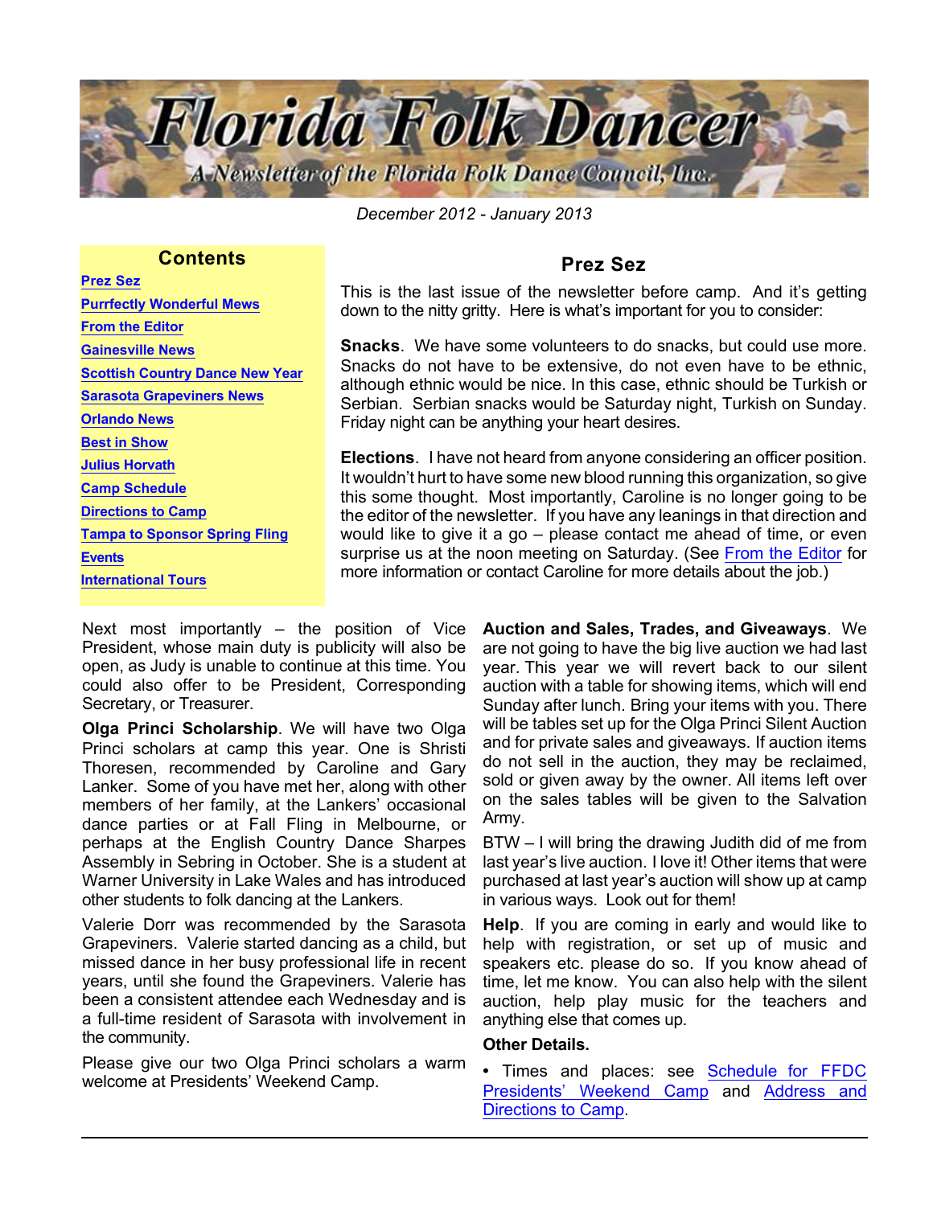# Florida Folk Dancer

*A Newsletter of the Florida Folk Dance Council, Inc.*

*December 2012 - January 2013*

## Contents

- Prez Sez
- Purrfectly Wonderful Mews
- From the Editor
- Gainesville News
- Scottish Country Dance New Year
- Sarasota Grapeviners News
- Orlando News
- Best in Show
- Julius Horvath
- Camp Schedule
- Directions to Camp
- Tampa to Sponsor Spring Fling
- Events
- International Tours

## Prez Sez

This is the last issue of the newsletter before camp. And it's getting down to the nitty gritty. Here is what's important for you to consider:

**Snacks**. We have some volunteers to do snacks, but could use more. Snacks do not have to be extensive, do not even have to be ethnic, although ethnic would be nice. In this case, ethnic should be Turkish or Serbian. Serbian snacks would be Saturday night, Turkish on Sunday. Friday night can be anything your heart desires.

**Elections**. I have not heard from anyone considering an officer position. It wouldn't hurt to have some new blood running this organization, so give this some thought. Most importantly, Caroline is no longer going to be the editor of the newsletter. If you have any leanings in that direction and would like to give it a go – please contact me ahead of time, or even surprise us at the noon meeting on Saturday. (See From the Editor for more information or contact Caroline for more details about the job.)

Next most importantly – the position of Vice President, whose main duty is publicity will also be open, as Judy is unable to continue at this time. You could also offer to be President, Corresponding Secretary, or Treasurer.

**Olga Princi Scholarship**. We will have two Olga Princi scholars at camp this year. One is Shristi Thoresen, recommended by Caroline and Gary Lanker. Some of you have met her, along with other members of her family, at the Lankers' occasional dance parties or at Fall Fling in Melbourne, or perhaps at the English Country Dance Sharpes Assembly in Sebring in October. She is a student at Warner University in Lake Wales and has introduced other students to folk dancing at the Lankers.

Valerie Dorr was recommended by the Sarasota Grapeviners. Valerie started dancing as a child, but missed dance in her busy professional life in recent years, until she found the Grapeviners. Valerie has been a consistent attendee each Wednesday and is a full-time resident of Sarasota with involvement in the community.

Please give our two Olga Princi scholars a warm welcome at Presidents' Weekend Camp.

**Auction and Sales, Trades, and Giveaways**. We are not going to have the big live auction we had last year. This year we will revert back to our silent auction with a table for showing items, which will end Sunday after lunch. Bring your items with you. There will be tables set up for the Olga Princi Silent Auction and for private sales and giveaways. If auction items do not sell in the auction, they may be reclaimed, sold or given away by the owner. All items left over on the sales tables will be given to the Salvation Army.

BTW – I will bring the drawing Judith did of me from last year's live auction. I love it! Other items that were purchased at last year's auction will show up at camp in various ways. Look out for them!

**Help**. If you are coming in early and would like to help with registration, or set up of music and speakers etc. please do so. If you know ahead of time, let me know. You can also help with the silent auction, help play music for the teachers and anything else that comes up.

**Other Details.**

- Times and places: see Schedule for FFDC Presidents' Weekend Camp and Address and Directions to Camp.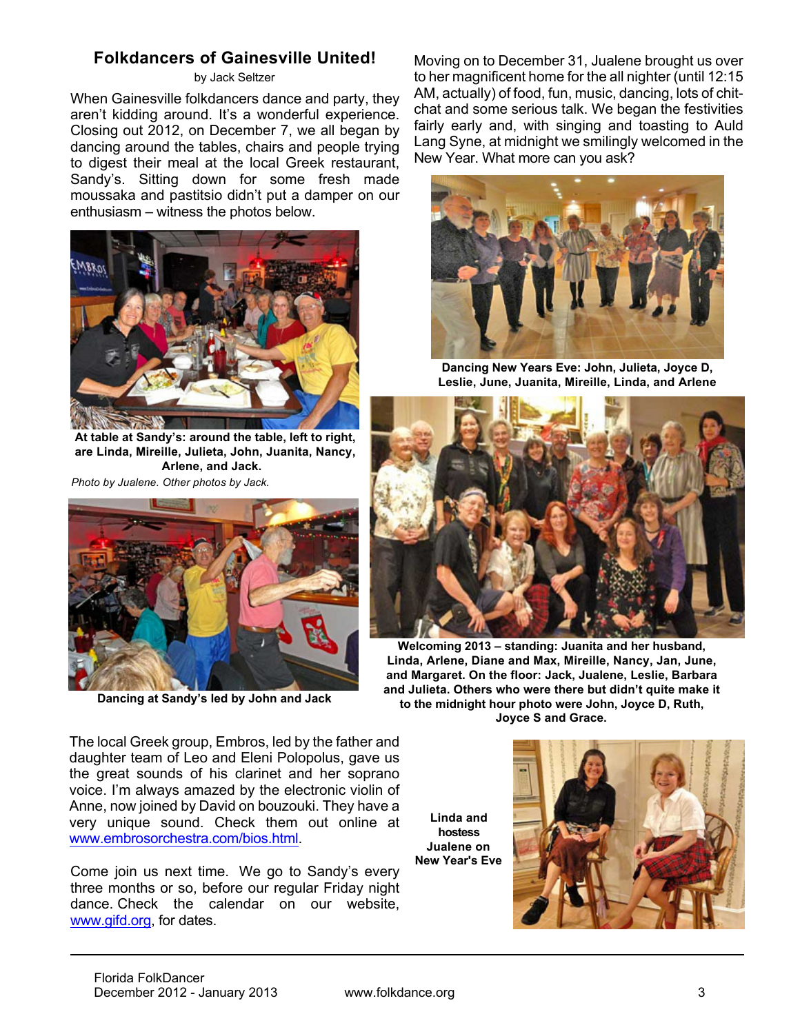## Folkdancers of Gainesville United!

by Jack Seltzer

When Gainesville folkdancers dance and party, they aren't kidding around. It's a wonderful experience. Closing out 2012, on December 7, we all began by dancing around the tables, chairs and people trying to digest their meal at the local Greek restaurant, Sandy's. Sitting down for some fresh made moussaka and pastitsio didn't put a damper on our enthusiasm – witness the photos below.

**At table at Sandy's: around the table, left to right, are Linda, Mireille, Julieta, John, Juanita, Nancy, Arlene, and Jack.**

*Photo by Jualene. Other photos by Jack.*

**Dancing at Sandy's led by John and Jack**

Moving on to December 31, Jualene brought us over to her magnificent home for the all nighter (until 12:15 AM, actually) of food, fun, music, dancing, lots of chit-chat and some serious talk. We began the festivities fairly early and, with singing and toasting to Auld Lang Syne, at midnight we smilingly welcomed in the New Year. What more can you ask?

**Dancing New Years Eve: John, Julieta, Joyce D, Leslie, June, Juanita, Mireille, Linda, and Arlene**

**Welcoming 2013 – standing: Juanita and her husband, Linda, Arlene, Diane and Max, Mireille, Nancy, Jan, June, and Margaret. On the floor: Jack, Jualene, Leslie, Barbara and Julieta. Others who were there but didn't quite make it to the midnight hour photo were John, Joyce D, Ruth, Joyce S and Grace.**

The local Greek group, Embros, led by the father and daughter team of Leo and Eleni Polopolus, gave us the great sounds of his clarinet and her soprano voice. I'm always amazed by the electronic violin of Anne, now joined by David on bouzouki. They have a very unique sound. Check them out online at www.embrosorchestra.com/bios.html.

Come join us next time. We go to Sandy's every three months or so, before our regular Friday night dance. Check the calendar on our website, www.gifd.org, for dates.

**Linda and hostess Jualene on New Year's Eve**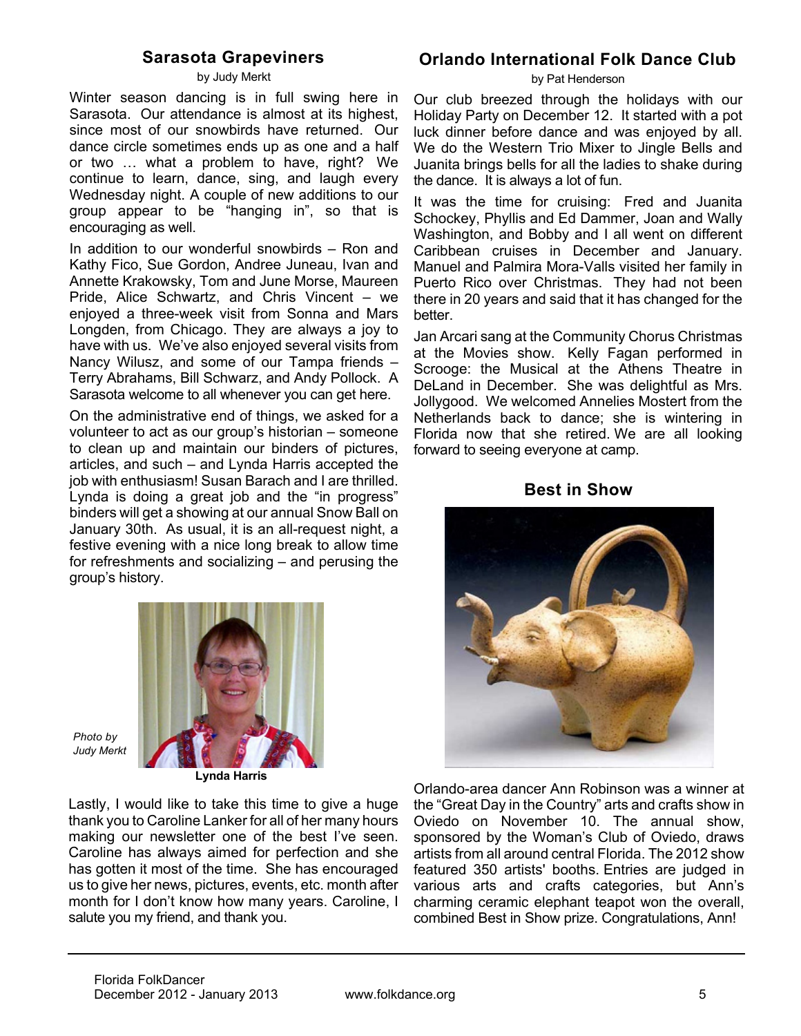## Sarasota Grapeviners

by Judy Merkt

Winter season dancing is in full swing here in Sarasota. Our attendance is almost at its highest, since most of our snowbirds have returned. Our dance circle sometimes ends up as one and a half or two … what a problem to have, right? We continue to learn, dance, sing, and laugh every Wednesday night. A couple of new additions to our group appear to be "hanging in", so that is encouraging as well.

In addition to our wonderful snowbirds – Ron and Kathy Fico, Sue Gordon, Andree Juneau, Ivan and Annette Krakowsky, Tom and June Morse, Maureen Pride, Alice Schwartz, and Chris Vincent – we enjoyed a three-week visit from Sonna and Mars Longden, from Chicago. They are always a joy to have with us. We've also enjoyed several visits from Nancy Wilusz, and some of our Tampa friends – Terry Abrahams, Bill Schwarz, and Andy Pollock. A Sarasota welcome to all whenever you can get here.

On the administrative end of things, we asked for a volunteer to act as our group's historian – someone to clean up and maintain our binders of pictures, articles, and such – and Lynda Harris accepted the job with enthusiasm! Susan Barach and I are thrilled. Lynda is doing a great job and the "in progress" binders will get a showing at our annual Snow Ball on January 30th. As usual, it is an all-request night, a festive evening with a nice long break to allow time for refreshments and socializing – and perusing the group's history.

*Photo by Judy Merkt*

**Lynda Harris**

Lastly, I would like to take this time to give a huge thank you to Caroline Lanker for all of her many hours making our newsletter one of the best I've seen. Caroline has always aimed for perfection and she has gotten it most of the time. She has encouraged us to give her news, pictures, events, etc. month after month for I don't know how many years. Caroline, I salute you my friend, and thank you.

## Orlando International Folk Dance Club

by Pat Henderson

Our club breezed through the holidays with our Holiday Party on December 12. It started with a pot luck dinner before dance and was enjoyed by all. We do the Western Trio Mixer to Jingle Bells and Juanita brings bells for all the ladies to shake during the dance. It is always a lot of fun.

It was the time for cruising: Fred and Juanita Schockey, Phyllis and Ed Dammer, Joan and Wally Washington, and Bobby and I all went on different Caribbean cruises in December and January. Manuel and Palmira Mora-Valls visited her family in Puerto Rico over Christmas. They had not been there in 20 years and said that it has changed for the better.

Jan Arcari sang at the Community Chorus Christmas at the Movies show. Kelly Fagan performed in Scrooge: the Musical at the Athens Theatre in DeLand in December. She was delightful as Mrs. Jollygood. We welcomed Annelies Mostert from the Netherlands back to dance; she is wintering in Florida now that she retired. We are all looking forward to seeing everyone at camp.

## Best in Show

Orlando-area dancer Ann Robinson was a winner at the "Great Day in the Country" arts and crafts show in Oviedo on November 10. The annual show, sponsored by the Woman's Club of Oviedo, draws artists from all around central Florida. The 2012 show featured 350 artists' booths. Entries are judged in various arts and crafts categories, but Ann's charming ceramic elephant teapot won the overall, combined Best in Show prize. Congratulations, Ann!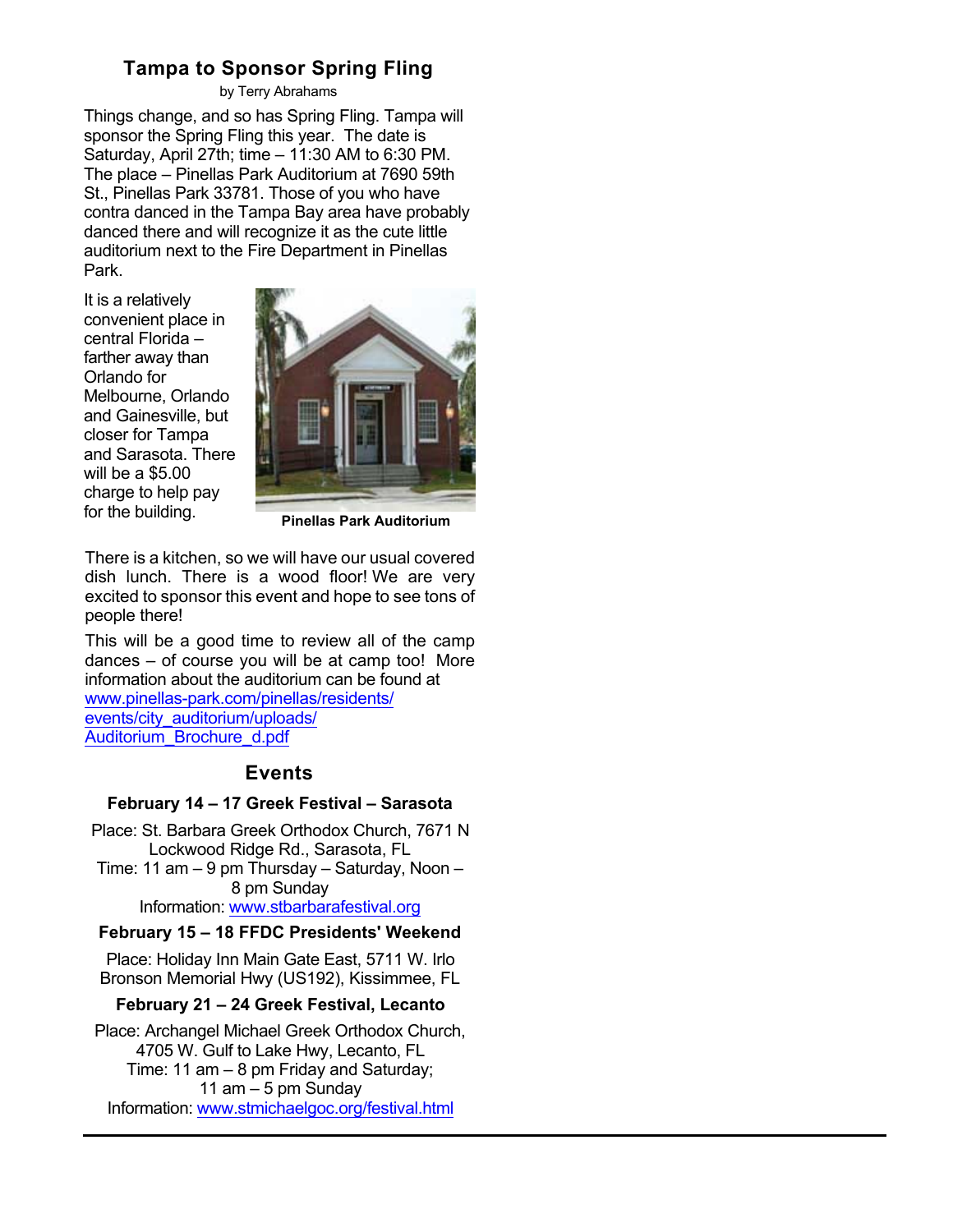## Tampa to Sponsor Spring Fling

by Terry Abrahams

Things change, and so has Spring Fling. Tampa will sponsor the Spring Fling this year. The date is Saturday, April 27th; time – 11:30 AM to 6:30 PM. The place – Pinellas Park Auditorium at 7690 59th St., Pinellas Park 33781. Those of you who have contra danced in the Tampa Bay area have probably danced there and will recognize it as the cute little auditorium next to the Fire Department in Pinellas Park.

It is a relatively convenient place in central Florida – farther away than Orlando for Melbourne, Orlando and Gainesville, but closer for Tampa and Sarasota. There will be a $5.00 charge to help pay for the building.

**Pinellas Park Auditorium**

There is a kitchen, so we will have our usual covered dish lunch. There is a wood floor! We are very excited to sponsor this event and hope to see tons of people there!

This will be a good time to review all of the camp dances – of course you will be at camp too! More information about the auditorium can be found at www.pinellas-park.com/pinellas/residents/events/city_auditorium/uploads/Auditorium_Brochure_d.pdf

## Events

**February 14 – 17 Greek Festival – Sarasota**

Place: St. Barbara Greek Orthodox Church, 7671 N Lockwood Ridge Rd., Sarasota, FL
Time: 11 am – 9 pm Thursday – Saturday, Noon – 8 pm Sunday
Information: www.stbarbarafestival.org

**February 15 – 18 FFDC Presidents' Weekend**

Place: Holiday Inn Main Gate East, 5711 W. Irlo Bronson Memorial Hwy (US192), Kissimmee, FL

**February 21 – 24 Greek Festival, Lecanto**

Place: Archangel Michael Greek Orthodox Church, 4705 W. Gulf to Lake Hwy, Lecanto, FL
Time: 11 am – 8 pm Friday and Saturday; 11 am – 5 pm Sunday
Information: www.stmichaelgoc.org/festival.html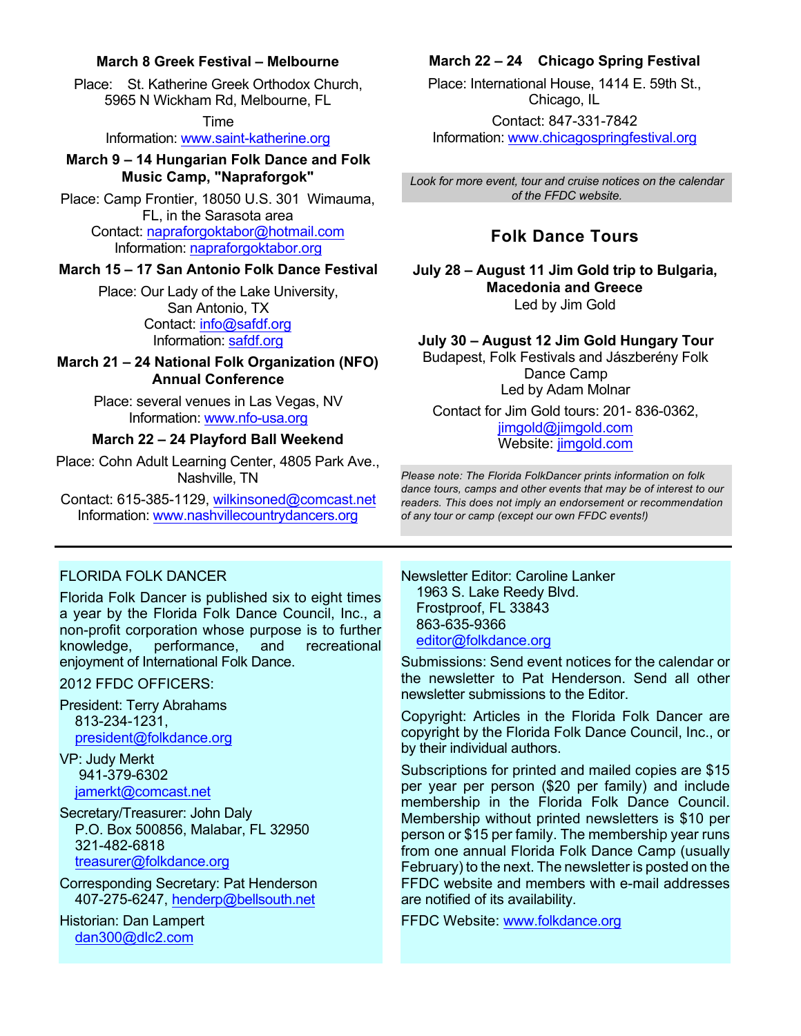**March 8 Greek Festival – Melbourne**

Place: St. Katherine Greek Orthodox Church, 5965 N Wickham Rd, Melbourne, FL

Time

Information: www.saint-katherine.org

**March 9 – 14 Hungarian Folk Dance and Folk Music Camp, "Napraforgok"**

Place: Camp Frontier, 18050 U.S. 301 Wimauma, FL, in the Sarasota area
Contact: napraforgoktabor@hotmail.com
Information: napraforgoktabor.org

**March 15 – 17 San Antonio Folk Dance Festival**

Place: Our Lady of the Lake University, San Antonio, TX
Contact: info@safdf.org
Information: safdf.org

**March 21 – 24 National Folk Organization (NFO) Annual Conference**

Place: several venues in Las Vegas, NV
Information: www.nfo-usa.org

**March 22 – 24 Playford Ball Weekend**

Place: Cohn Adult Learning Center, 4805 Park Ave., Nashville, TN

Contact: 615-385-1129, wilkinsoned@comcast.net
Information: www.nashvillecountrydancers.org

**March 22 – 24 Chicago Spring Festival**

Place: International House, 1414 E. 59th St., Chicago, IL

Contact: 847-331-7842
Information: www.chicagospringfestival.org

*Look for more event, tour and cruise notices on the calendar of the FFDC website.*

## Folk Dance Tours

**July 28 – August 11 Jim Gold trip to Bulgaria, Macedonia and Greece**
Led by Jim Gold

**July 30 – August 12 Jim Gold Hungary Tour**
Budapest, Folk Festivals and Jászberény Folk Dance Camp
Led by Adam Molnar

Contact for Jim Gold tours: 201- 836-0362, jimgold@jimgold.com
Website: jimgold.com

*Please note: The Florida FolkDancer prints information on folk dance tours, camps and other events that may be of interest to our readers. This does not imply an endorsement or recommendation of any tour or camp (except our own FFDC events!)*

---

FLORIDA FOLK DANCER

Florida Folk Dancer is published six to eight times a year by the Florida Folk Dance Council, Inc., a non-profit corporation whose purpose is to further knowledge, performance, and recreational enjoyment of International Folk Dance.

2012 FFDC OFFICERS:

President: Terry Abrahams
813-234-1231,
president@folkdance.org

VP: Judy Merkt
941-379-6302
jamerkt@comcast.net

Secretary/Treasurer: John Daly
P.O. Box 500856, Malabar, FL 32950
321-482-6818
treasurer@folkdance.org

Corresponding Secretary: Pat Henderson
407-275-6247, henderp@bellsouth.net

Historian: Dan Lampert
dan300@dlc2.com

Newsletter Editor: Caroline Lanker
1963 S. Lake Reedy Blvd.
Frostproof, FL 33843
863-635-9366
editor@folkdance.org

Submissions: Send event notices for the calendar or the newsletter to Pat Henderson. Send all other newsletter submissions to the Editor.

Copyright: Articles in the Florida Folk Dancer are copyright by the Florida Folk Dance Council, Inc., or by their individual authors.

Subscriptions for printed and mailed copies are $15 per year per person ($20 per family) and include membership in the Florida Folk Dance Council. Membership without printed newsletters is $10 per person or $15 per family. The membership year runs from one annual Florida Folk Dance Camp (usually February) to the next. The newsletter is posted on the FFDC website and members with e-mail addresses are notified of its availability.

FFDC Website: www.folkdance.org